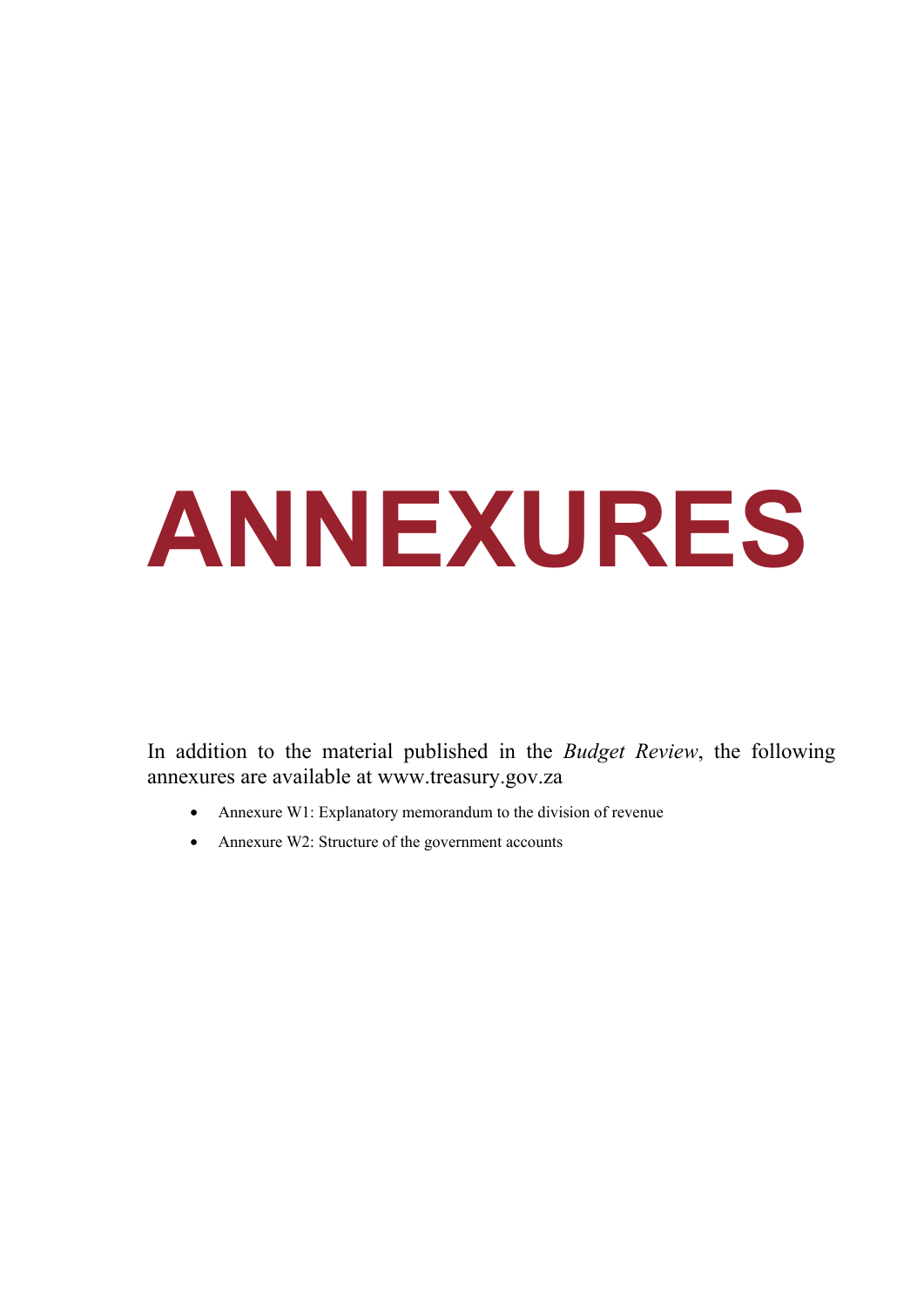# ANNEXURES

In addition to the material published in the *Budget Review*, the following annexures are available at www.treasury.gov.za

- Annexure W1: Explanatory memorandum to the division of revenue
- Annexure W2: Structure of the government accounts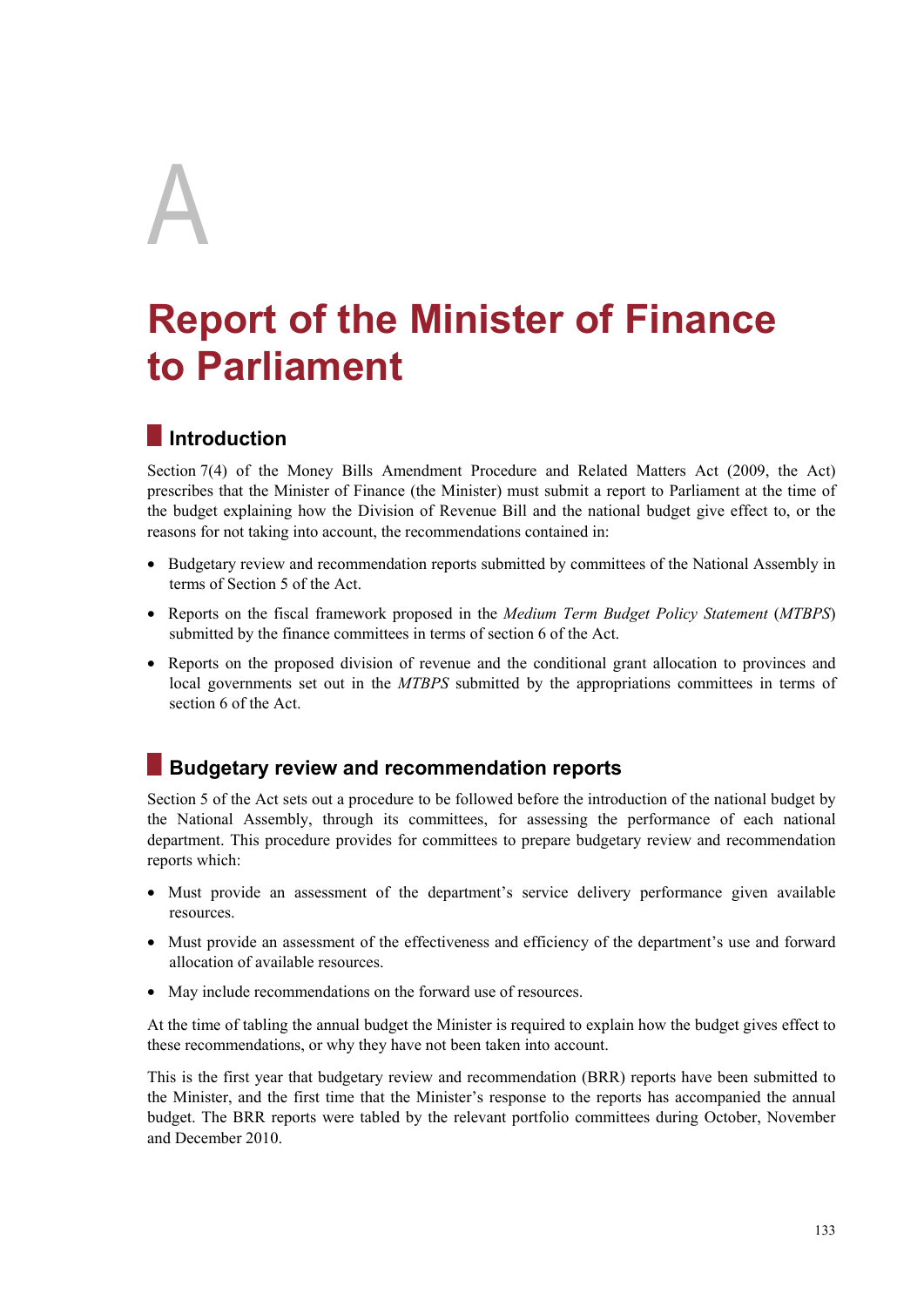# A

# Report of the Minister of Finance to Parliament

## Introduction

Section 7(4) of the Money Bills Amendment Procedure and Related Matters Act (2009, the Act) prescribes that the Minister of Finance (the Minister) must submit a report to Parliament at the time of the budget explaining how the Division of Revenue Bill and the national budget give effect to, or the reasons for not taking into account, the recommendations contained in:

- Budgetary review and recommendation reports submitted by committees of the National Assembly in terms of Section 5 of the Act.
- Reports on the fiscal framework proposed in the *Medium Term Budget Policy Statement* (*MTBPS*) submitted by the finance committees in terms of section 6 of the Act.
- Reports on the proposed division of revenue and the conditional grant allocation to provinces and local governments set out in the *MTBPS* submitted by the appropriations committees in terms of section 6 of the Act.

## Budgetary review and recommendation reports

Section 5 of the Act sets out a procedure to be followed before the introduction of the national budget by the National Assembly, through its committees, for assessing the performance of each national department. This procedure provides for committees to prepare budgetary review and recommendation reports which:

- Must provide an assessment of the department's service delivery performance given available resources.
- Must provide an assessment of the effectiveness and efficiency of the department's use and forward allocation of available resources.
- May include recommendations on the forward use of resources.

At the time of tabling the annual budget the Minister is required to explain how the budget gives effect to these recommendations, or why they have not been taken into account.

This is the first year that budgetary review and recommendation (BRR) reports have been submitted to the Minister, and the first time that the Minister's response to the reports has accompanied the annual budget. The BRR reports were tabled by the relevant portfolio committees during October, November and December 2010.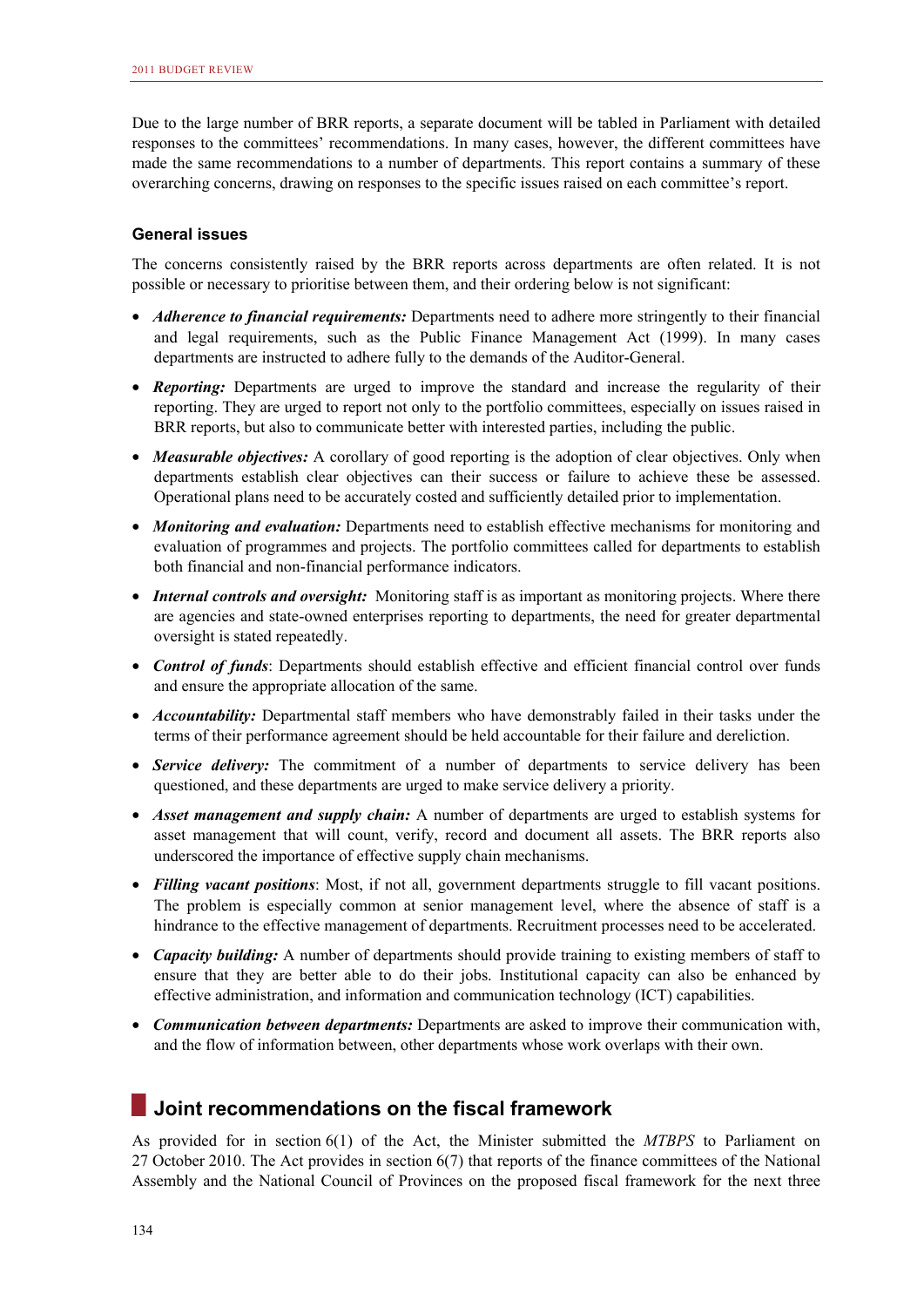Due to the large number of BRR reports, a separate document will be tabled in Parliament with detailed responses to the committees' recommendations. In many cases, however, the different committees have made the same recommendations to a number of departments. This report contains a summary of these overarching concerns, drawing on responses to the specific issues raised on each committee's report.

### General issues

The concerns consistently raised by the BRR reports across departments are often related. It is not possible or necessary to prioritise between them, and their ordering below is not significant:

- ***Adherence to financial requirements:*** Departments need to adhere more stringently to their financial and legal requirements, such as the Public Finance Management Act (1999). In many cases departments are instructed to adhere fully to the demands of the Auditor-General.
- ***Reporting:*** Departments are urged to improve the standard and increase the regularity of their reporting. They are urged to report not only to the portfolio committees, especially on issues raised in BRR reports, but also to communicate better with interested parties, including the public.
- ***Measurable objectives:*** A corollary of good reporting is the adoption of clear objectives. Only when departments establish clear objectives can their success or failure to achieve these be assessed. Operational plans need to be accurately costed and sufficiently detailed prior to implementation.
- ***Monitoring and evaluation:*** Departments need to establish effective mechanisms for monitoring and evaluation of programmes and projects. The portfolio committees called for departments to establish both financial and non-financial performance indicators.
- ***Internal controls and oversight:*** Monitoring staff is as important as monitoring projects. Where there are agencies and state-owned enterprises reporting to departments, the need for greater departmental oversight is stated repeatedly.
- ***Control of funds***: Departments should establish effective and efficient financial control over funds and ensure the appropriate allocation of the same.
- ***Accountability:*** Departmental staff members who have demonstrably failed in their tasks under the terms of their performance agreement should be held accountable for their failure and dereliction.
- ***Service delivery:*** The commitment of a number of departments to service delivery has been questioned, and these departments are urged to make service delivery a priority.
- ***Asset management and supply chain:*** A number of departments are urged to establish systems for asset management that will count, verify, record and document all assets. The BRR reports also underscored the importance of effective supply chain mechanisms.
- ***Filling vacant positions***: Most, if not all, government departments struggle to fill vacant positions. The problem is especially common at senior management level, where the absence of staff is a hindrance to the effective management of departments. Recruitment processes need to be accelerated.
- ***Capacity building:*** A number of departments should provide training to existing members of staff to ensure that they are better able to do their jobs. Institutional capacity can also be enhanced by effective administration, and information and communication technology (ICT) capabilities.
- ***Communication between departments:*** Departments are asked to improve their communication with, and the flow of information between, other departments whose work overlaps with their own.

## Joint recommendations on the fiscal framework

As provided for in section 6(1) of the Act, the Minister submitted the *MTBPS* to Parliament on 27 October 2010. The Act provides in section 6(7) that reports of the finance committees of the National Assembly and the National Council of Provinces on the proposed fiscal framework for the next three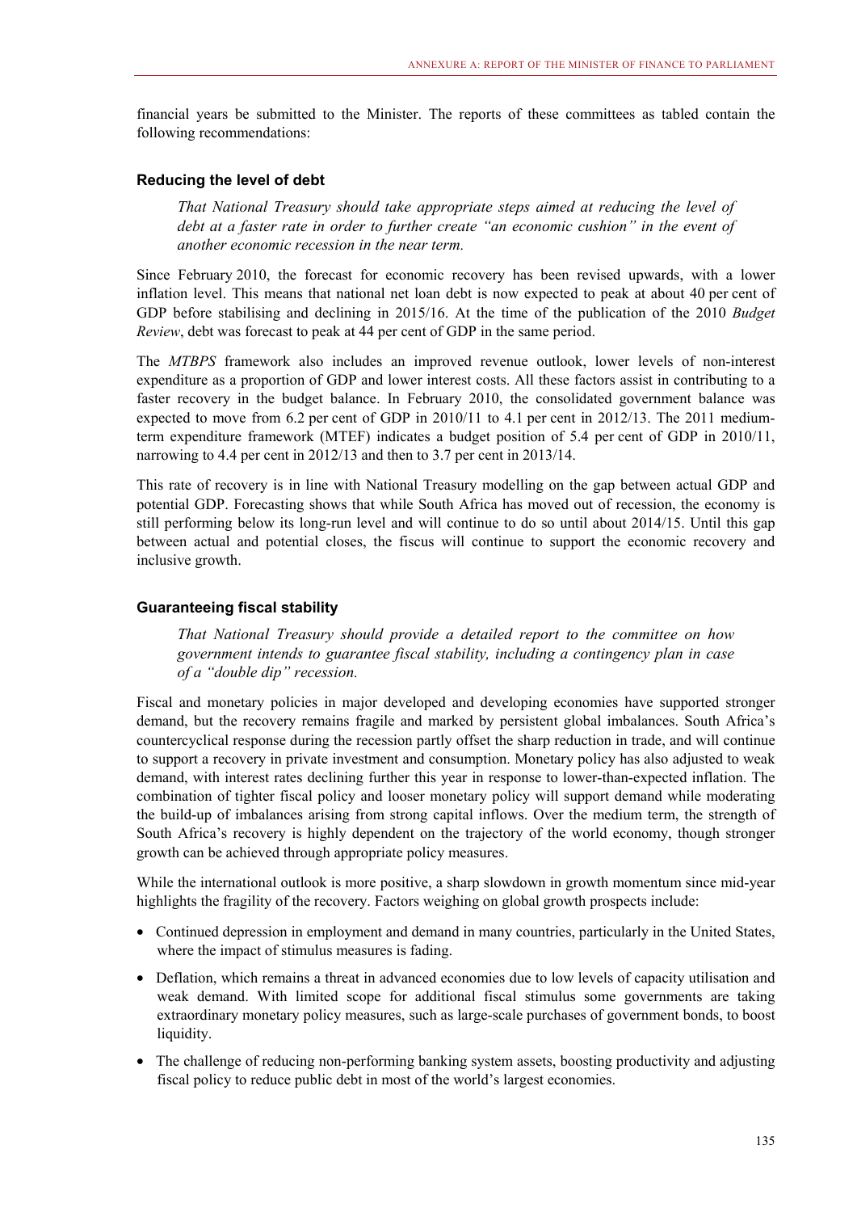financial years be submitted to the Minister. The reports of these committees as tabled contain the following recommendations:

### Reducing the level of debt

> *That National Treasury should take appropriate steps aimed at reducing the level of debt at a faster rate in order to further create "an economic cushion" in the event of another economic recession in the near term.*

Since February 2010, the forecast for economic recovery has been revised upwards, with a lower inflation level. This means that national net loan debt is now expected to peak at about 40 per cent of GDP before stabilising and declining in 2015/16. At the time of the publication of the 2010 *Budget Review*, debt was forecast to peak at 44 per cent of GDP in the same period.

The *MTBPS* framework also includes an improved revenue outlook, lower levels of non-interest expenditure as a proportion of GDP and lower interest costs. All these factors assist in contributing to a faster recovery in the budget balance. In February 2010, the consolidated government balance was expected to move from 6.2 per cent of GDP in 2010/11 to 4.1 per cent in 2012/13. The 2011 medium-term expenditure framework (MTEF) indicates a budget position of 5.4 per cent of GDP in 2010/11, narrowing to 4.4 per cent in 2012/13 and then to 3.7 per cent in 2013/14.

This rate of recovery is in line with National Treasury modelling on the gap between actual GDP and potential GDP. Forecasting shows that while South Africa has moved out of recession, the economy is still performing below its long-run level and will continue to do so until about 2014/15. Until this gap between actual and potential closes, the fiscus will continue to support the economic recovery and inclusive growth.

### Guaranteeing fiscal stability

> *That National Treasury should provide a detailed report to the committee on how government intends to guarantee fiscal stability, including a contingency plan in case of a "double dip" recession.*

Fiscal and monetary policies in major developed and developing economies have supported stronger demand, but the recovery remains fragile and marked by persistent global imbalances. South Africa's countercyclical response during the recession partly offset the sharp reduction in trade, and will continue to support a recovery in private investment and consumption. Monetary policy has also adjusted to weak demand, with interest rates declining further this year in response to lower-than-expected inflation. The combination of tighter fiscal policy and looser monetary policy will support demand while moderating the build-up of imbalances arising from strong capital inflows. Over the medium term, the strength of South Africa's recovery is highly dependent on the trajectory of the world economy, though stronger growth can be achieved through appropriate policy measures.

While the international outlook is more positive, a sharp slowdown in growth momentum since mid-year highlights the fragility of the recovery. Factors weighing on global growth prospects include:

- Continued depression in employment and demand in many countries, particularly in the United States, where the impact of stimulus measures is fading.
- Deflation, which remains a threat in advanced economies due to low levels of capacity utilisation and weak demand. With limited scope for additional fiscal stimulus some governments are taking extraordinary monetary policy measures, such as large-scale purchases of government bonds, to boost liquidity.
- The challenge of reducing non-performing banking system assets, boosting productivity and adjusting fiscal policy to reduce public debt in most of the world's largest economies.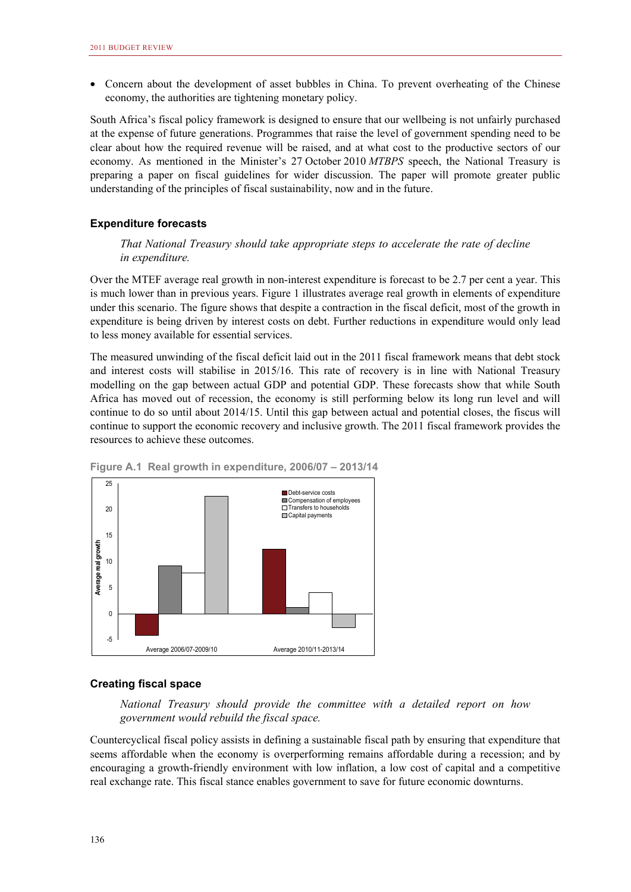- Concern about the development of asset bubbles in China. To prevent overheating of the Chinese economy, the authorities are tightening monetary policy.

South Africa's fiscal policy framework is designed to ensure that our wellbeing is not unfairly purchased at the expense of future generations. Programmes that raise the level of government spending need to be clear about how the required revenue will be raised, and at what cost to the productive sectors of our economy. As mentioned in the Minister's 27 October 2010 *MTBPS* speech, the National Treasury is preparing a paper on fiscal guidelines for wider discussion. The paper will promote greater public understanding of the principles of fiscal sustainability, now and in the future.

### Expenditure forecasts

> *That National Treasury should take appropriate steps to accelerate the rate of decline in expenditure.*

Over the MTEF average real growth in non-interest expenditure is forecast to be 2.7 per cent a year. This is much lower than in previous years. Figure 1 illustrates average real growth in elements of expenditure under this scenario. The figure shows that despite a contraction in the fiscal deficit, most of the growth in expenditure is being driven by interest costs on debt. Further reductions in expenditure would only lead to less money available for essential services.

The measured unwinding of the fiscal deficit laid out in the 2011 fiscal framework means that debt stock and interest costs will stabilise in 2015/16. This rate of recovery is in line with National Treasury modelling on the gap between actual GDP and potential GDP. These forecasts show that while South Africa has moved out of recession, the economy is still performing below its long run level and will continue to do so until about 2014/15. Until this gap between actual and potential closes, the fiscus will continue to support the economic recovery and inclusive growth. The 2011 fiscal framework provides the resources to achieve these outcomes.

**Figure A.1 Real growth in expenditure, 2006/07 – 2013/14**

### Creating fiscal space

> *National Treasury should provide the committee with a detailed report on how government would rebuild the fiscal space.*

Countercyclical fiscal policy assists in defining a sustainable fiscal path by ensuring that expenditure that seems affordable when the economy is overperforming remains affordable during a recession; and by encouraging a growth-friendly environment with low inflation, a low cost of capital and a competitive real exchange rate. This fiscal stance enables government to save for future economic downturns.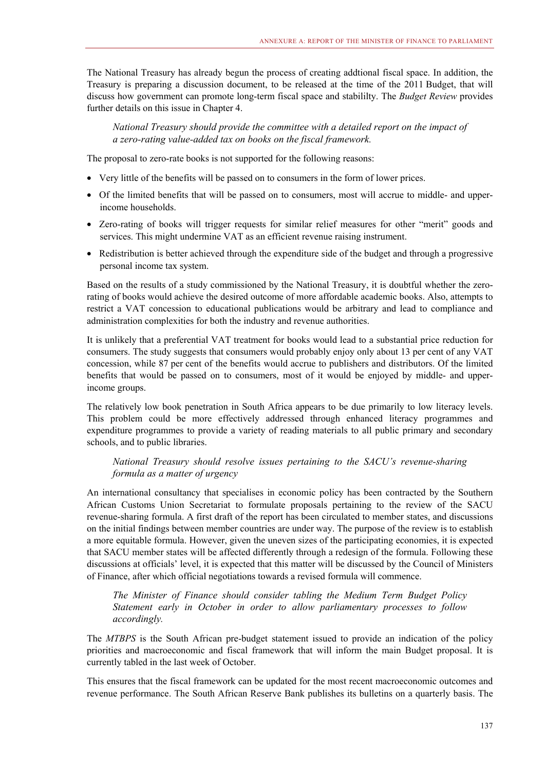The National Treasury has already begun the process of creating addtional fiscal space. In addition, the Treasury is preparing a discussion document, to be released at the time of the 2011 Budget, that will discuss how government can promote long-term fiscal space and stabililty. The *Budget Review* provides further details on this issue in Chapter 4.

> *National Treasury should provide the committee with a detailed report on the impact of a zero-rating value-added tax on books on the fiscal framework.*

The proposal to zero-rate books is not supported for the following reasons:

- Very little of the benefits will be passed on to consumers in the form of lower prices.
- Of the limited benefits that will be passed on to consumers, most will accrue to middle- and upper-income households.
- Zero-rating of books will trigger requests for similar relief measures for other "merit" goods and services. This might undermine VAT as an efficient revenue raising instrument.
- Redistribution is better achieved through the expenditure side of the budget and through a progressive personal income tax system.

Based on the results of a study commissioned by the National Treasury, it is doubtful whether the zero-rating of books would achieve the desired outcome of more affordable academic books. Also, attempts to restrict a VAT concession to educational publications would be arbitrary and lead to compliance and administration complexities for both the industry and revenue authorities.

It is unlikely that a preferential VAT treatment for books would lead to a substantial price reduction for consumers. The study suggests that consumers would probably enjoy only about 13 per cent of any VAT concession, while 87 per cent of the benefits would accrue to publishers and distributors. Of the limited benefits that would be passed on to consumers, most of it would be enjoyed by middle- and upper-income groups.

The relatively low book penetration in South Africa appears to be due primarily to low literacy levels. This problem could be more effectively addressed through enhanced literacy programmes and expenditure programmes to provide a variety of reading materials to all public primary and secondary schools, and to public libraries.

> *National Treasury should resolve issues pertaining to the SACU's revenue-sharing formula as a matter of urgency*

An international consultancy that specialises in economic policy has been contracted by the Southern African Customs Union Secretariat to formulate proposals pertaining to the review of the SACU revenue-sharing formula. A first draft of the report has been circulated to member states, and discussions on the initial findings between member countries are under way. The purpose of the review is to establish a more equitable formula. However, given the uneven sizes of the participating economies, it is expected that SACU member states will be affected differently through a redesign of the formula. Following these discussions at officials' level, it is expected that this matter will be discussed by the Council of Ministers of Finance, after which official negotiations towards a revised formula will commence.

> *The Minister of Finance should consider tabling the Medium Term Budget Policy Statement early in October in order to allow parliamentary processes to follow accordingly.*

The *MTBPS* is the South African pre-budget statement issued to provide an indication of the policy priorities and macroeconomic and fiscal framework that will inform the main Budget proposal. It is currently tabled in the last week of October.

This ensures that the fiscal framework can be updated for the most recent macroeconomic outcomes and revenue performance. The South African Reserve Bank publishes its bulletins on a quarterly basis. The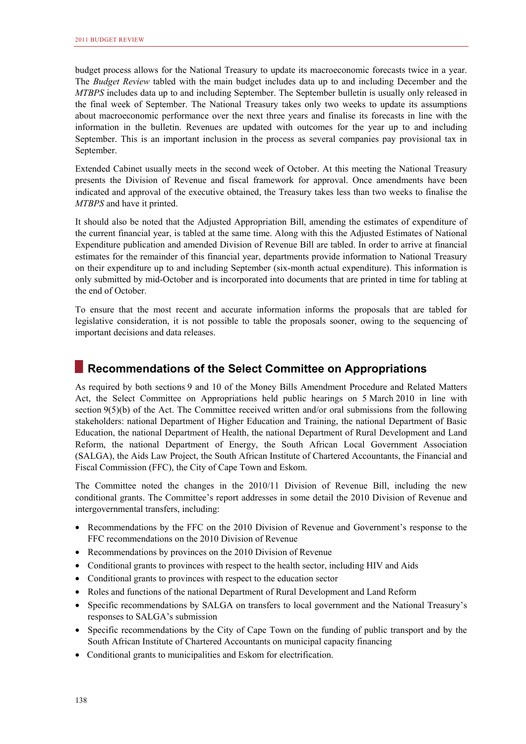budget process allows for the National Treasury to update its macroeconomic forecasts twice in a year. The *Budget Review* tabled with the main budget includes data up to and including December and the *MTBPS* includes data up to and including September. The September bulletin is usually only released in the final week of September. The National Treasury takes only two weeks to update its assumptions about macroeconomic performance over the next three years and finalise its forecasts in line with the information in the bulletin. Revenues are updated with outcomes for the year up to and including September. This is an important inclusion in the process as several companies pay provisional tax in September.

Extended Cabinet usually meets in the second week of October. At this meeting the National Treasury presents the Division of Revenue and fiscal framework for approval. Once amendments have been indicated and approval of the executive obtained, the Treasury takes less than two weeks to finalise the *MTBPS* and have it printed.

It should also be noted that the Adjusted Appropriation Bill, amending the estimates of expenditure of the current financial year, is tabled at the same time. Along with this the Adjusted Estimates of National Expenditure publication and amended Division of Revenue Bill are tabled. In order to arrive at financial estimates for the remainder of this financial year, departments provide information to National Treasury on their expenditure up to and including September (six-month actual expenditure). This information is only submitted by mid-October and is incorporated into documents that are printed in time for tabling at the end of October.

To ensure that the most recent and accurate information informs the proposals that are tabled for legislative consideration, it is not possible to table the proposals sooner, owing to the sequencing of important decisions and data releases.

## Recommendations of the Select Committee on Appropriations

As required by both sections 9 and 10 of the Money Bills Amendment Procedure and Related Matters Act, the Select Committee on Appropriations held public hearings on 5 March 2010 in line with section 9(5)(b) of the Act. The Committee received written and/or oral submissions from the following stakeholders: national Department of Higher Education and Training, the national Department of Basic Education, the national Department of Health, the national Department of Rural Development and Land Reform, the national Department of Energy, the South African Local Government Association (SALGA), the Aids Law Project, the South African Institute of Chartered Accountants, the Financial and Fiscal Commission (FFC), the City of Cape Town and Eskom.

The Committee noted the changes in the 2010/11 Division of Revenue Bill, including the new conditional grants. The Committee's report addresses in some detail the 2010 Division of Revenue and intergovernmental transfers, including:

- Recommendations by the FFC on the 2010 Division of Revenue and Government's response to the FFC recommendations on the 2010 Division of Revenue
- Recommendations by provinces on the 2010 Division of Revenue
- Conditional grants to provinces with respect to the health sector, including HIV and Aids
- Conditional grants to provinces with respect to the education sector
- Roles and functions of the national Department of Rural Development and Land Reform
- Specific recommendations by SALGA on transfers to local government and the National Treasury's responses to SALGA's submission
- Specific recommendations by the City of Cape Town on the funding of public transport and by the South African Institute of Chartered Accountants on municipal capacity financing
- Conditional grants to municipalities and Eskom for electrification.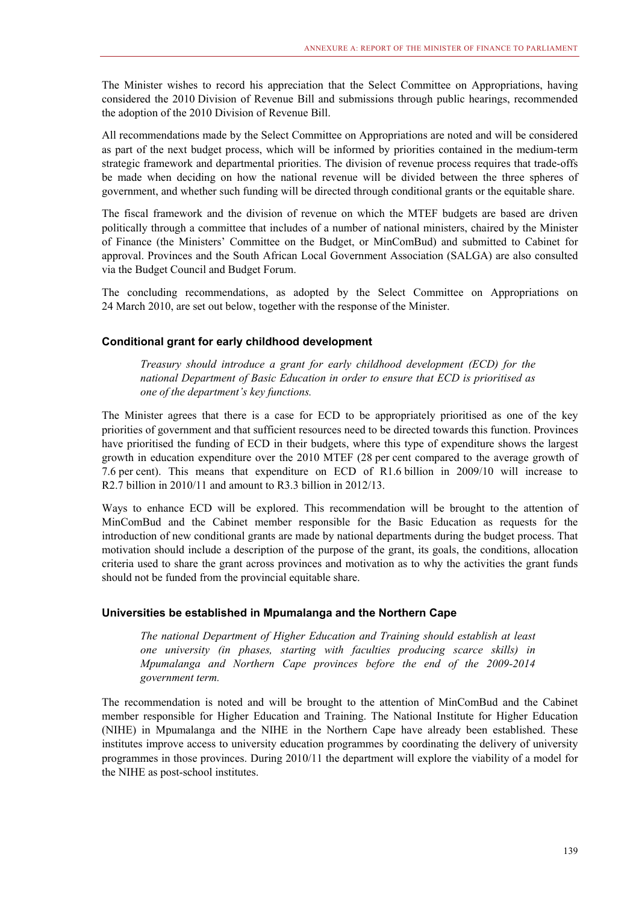The Minister wishes to record his appreciation that the Select Committee on Appropriations, having considered the 2010 Division of Revenue Bill and submissions through public hearings, recommended the adoption of the 2010 Division of Revenue Bill.

All recommendations made by the Select Committee on Appropriations are noted and will be considered as part of the next budget process, which will be informed by priorities contained in the medium-term strategic framework and departmental priorities. The division of revenue process requires that trade-offs be made when deciding on how the national revenue will be divided between the three spheres of government, and whether such funding will be directed through conditional grants or the equitable share.

The fiscal framework and the division of revenue on which the MTEF budgets are based are driven politically through a committee that includes of a number of national ministers, chaired by the Minister of Finance (the Ministers' Committee on the Budget, or MinComBud) and submitted to Cabinet for approval. Provinces and the South African Local Government Association (SALGA) are also consulted via the Budget Council and Budget Forum.

The concluding recommendations, as adopted by the Select Committee on Appropriations on 24 March 2010, are set out below, together with the response of the Minister.

#### Conditional grant for early childhood development

> *Treasury should introduce a grant for early childhood development (ECD) for the national Department of Basic Education in order to ensure that ECD is prioritised as one of the department's key functions.*

The Minister agrees that there is a case for ECD to be appropriately prioritised as one of the key priorities of government and that sufficient resources need to be directed towards this function. Provinces have prioritised the funding of ECD in their budgets, where this type of expenditure shows the largest growth in education expenditure over the 2010 MTEF (28 per cent compared to the average growth of 7.6 per cent). This means that expenditure on ECD of R1.6 billion in 2009/10 will increase to R2.7 billion in 2010/11 and amount to R3.3 billion in 2012/13.

Ways to enhance ECD will be explored. This recommendation will be brought to the attention of MinComBud and the Cabinet member responsible for the Basic Education as requests for the introduction of new conditional grants are made by national departments during the budget process. That motivation should include a description of the purpose of the grant, its goals, the conditions, allocation criteria used to share the grant across provinces and motivation as to why the activities the grant funds should not be funded from the provincial equitable share.

#### Universities be established in Mpumalanga and the Northern Cape

> *The national Department of Higher Education and Training should establish at least one university (in phases, starting with faculties producing scarce skills) in Mpumalanga and Northern Cape provinces before the end of the 2009-2014 government term.*

The recommendation is noted and will be brought to the attention of MinComBud and the Cabinet member responsible for Higher Education and Training. The National Institute for Higher Education (NIHE) in Mpumalanga and the NIHE in the Northern Cape have already been established. These institutes improve access to university education programmes by coordinating the delivery of university programmes in those provinces. During 2010/11 the department will explore the viability of a model for the NIHE as post-school institutes.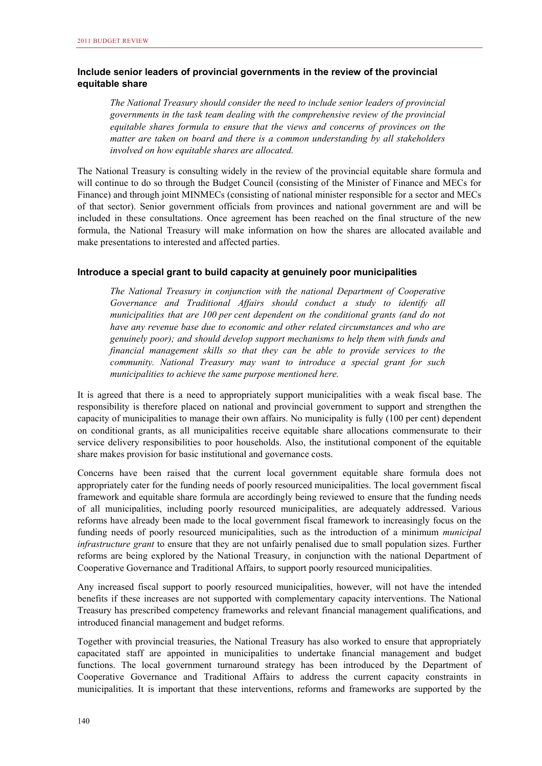### Include senior leaders of provincial governments in the review of the provincial equitable share

> *The National Treasury should consider the need to include senior leaders of provincial governments in the task team dealing with the comprehensive review of the provincial equitable shares formula to ensure that the views and concerns of provinces on the matter are taken on board and there is a common understanding by all stakeholders involved on how equitable shares are allocated.*

The National Treasury is consulting widely in the review of the provincial equitable share formula and will continue to do so through the Budget Council (consisting of the Minister of Finance and MECs for Finance) and through joint MINMECs (consisting of national minister responsible for a sector and MECs of that sector). Senior government officials from provinces and national government are and will be included in these consultations. Once agreement has been reached on the final structure of the new formula, the National Treasury will make information on how the shares are allocated available and make presentations to interested and affected parties.

### Introduce a special grant to build capacity at genuinely poor municipalities

> *The National Treasury in conjunction with the national Department of Cooperative Governance and Traditional Affairs should conduct a study to identify all municipalities that are 100 per cent dependent on the conditional grants (and do not have any revenue base due to economic and other related circumstances and who are genuinely poor); and should develop support mechanisms to help them with funds and financial management skills so that they can be able to provide services to the community. National Treasury may want to introduce a special grant for such municipalities to achieve the same purpose mentioned here.*

It is agreed that there is a need to appropriately support municipalities with a weak fiscal base. The responsibility is therefore placed on national and provincial government to support and strengthen the capacity of municipalities to manage their own affairs. No municipality is fully (100 per cent) dependent on conditional grants, as all municipalities receive equitable share allocations commensurate to their service delivery responsibilities to poor households. Also, the institutional component of the equitable share makes provision for basic institutional and governance costs.

Concerns have been raised that the current local government equitable share formula does not appropriately cater for the funding needs of poorly resourced municipalities. The local government fiscal framework and equitable share formula are accordingly being reviewed to ensure that the funding needs of all municipalities, including poorly resourced municipalities, are adequately addressed. Various reforms have already been made to the local government fiscal framework to increasingly focus on the funding needs of poorly resourced municipalities, such as the introduction of a minimum *municipal infrastructure grant* to ensure that they are not unfairly penalised due to small population sizes. Further reforms are being explored by the National Treasury, in conjunction with the national Department of Cooperative Governance and Traditional Affairs, to support poorly resourced municipalities.

Any increased fiscal support to poorly resourced municipalities, however, will not have the intended benefits if these increases are not supported with complementary capacity interventions. The National Treasury has prescribed competency frameworks and relevant financial management qualifications, and introduced financial management and budget reforms.

Together with provincial treasuries, the National Treasury has also worked to ensure that appropriately capacitated staff are appointed in municipalities to undertake financial management and budget functions. The local government turnaround strategy has been introduced by the Department of Cooperative Governance and Traditional Affairs to address the current capacity constraints in municipalities. It is important that these interventions, reforms and frameworks are supported by the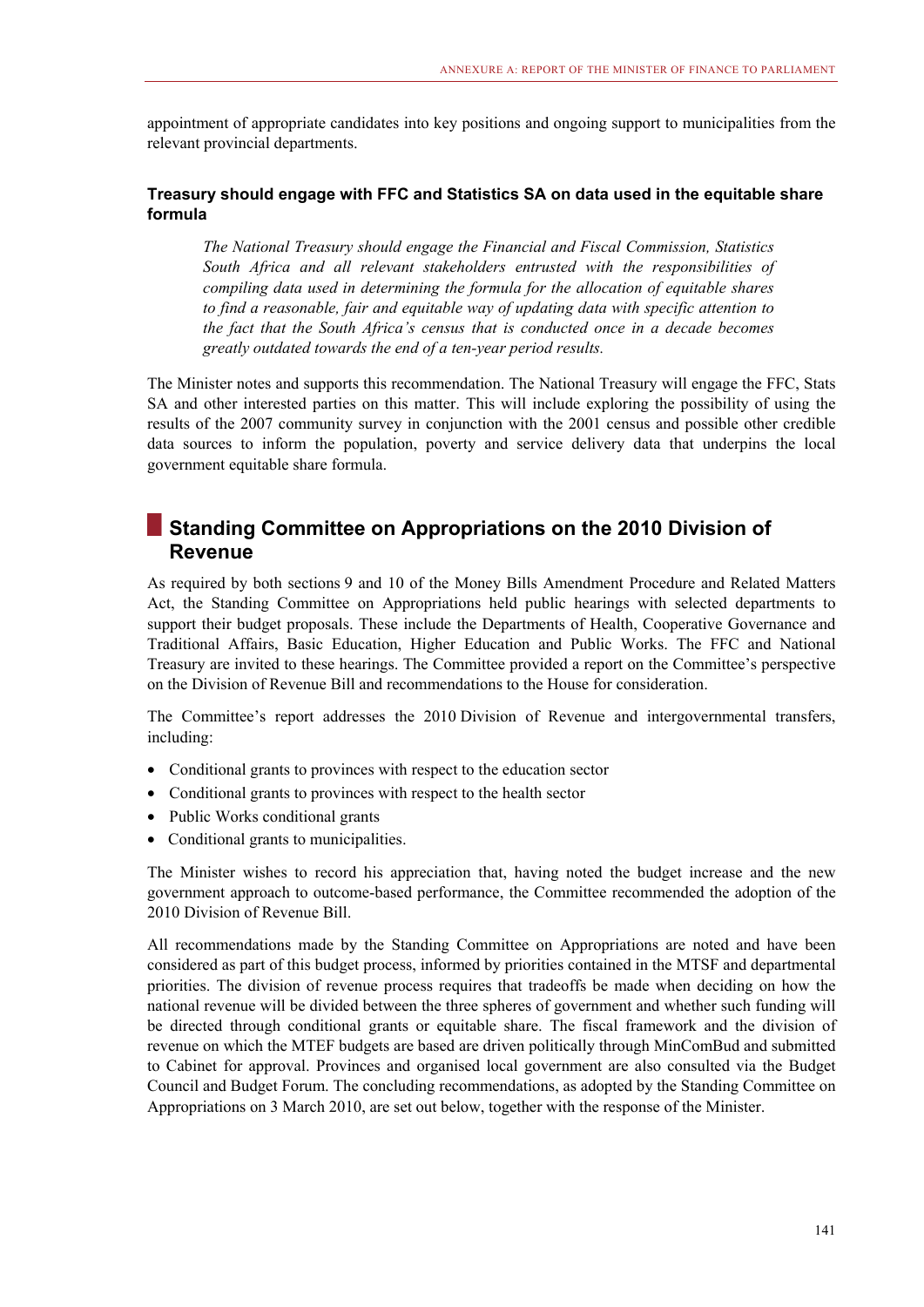appointment of appropriate candidates into key positions and ongoing support to municipalities from the relevant provincial departments.

### Treasury should engage with FFC and Statistics SA on data used in the equitable share formula

> *The National Treasury should engage the Financial and Fiscal Commission, Statistics South Africa and all relevant stakeholders entrusted with the responsibilities of compiling data used in determining the formula for the allocation of equitable shares to find a reasonable, fair and equitable way of updating data with specific attention to the fact that the South Africa's census that is conducted once in a decade becomes greatly outdated towards the end of a ten-year period results.*

The Minister notes and supports this recommendation. The National Treasury will engage the FFC, Stats SA and other interested parties on this matter. This will include exploring the possibility of using the results of the 2007 community survey in conjunction with the 2001 census and possible other credible data sources to inform the population, poverty and service delivery data that underpins the local government equitable share formula.

## Standing Committee on Appropriations on the 2010 Division of Revenue

As required by both sections 9 and 10 of the Money Bills Amendment Procedure and Related Matters Act, the Standing Committee on Appropriations held public hearings with selected departments to support their budget proposals. These include the Departments of Health, Cooperative Governance and Traditional Affairs, Basic Education, Higher Education and Public Works. The FFC and National Treasury are invited to these hearings. The Committee provided a report on the Committee's perspective on the Division of Revenue Bill and recommendations to the House for consideration.

The Committee's report addresses the 2010 Division of Revenue and intergovernmental transfers, including:

- Conditional grants to provinces with respect to the education sector
- Conditional grants to provinces with respect to the health sector
- Public Works conditional grants
- Conditional grants to municipalities.

The Minister wishes to record his appreciation that, having noted the budget increase and the new government approach to outcome-based performance, the Committee recommended the adoption of the 2010 Division of Revenue Bill.

All recommendations made by the Standing Committee on Appropriations are noted and have been considered as part of this budget process, informed by priorities contained in the MTSF and departmental priorities. The division of revenue process requires that tradeoffs be made when deciding on how the national revenue will be divided between the three spheres of government and whether such funding will be directed through conditional grants or equitable share. The fiscal framework and the division of revenue on which the MTEF budgets are based are driven politically through MinComBud and submitted to Cabinet for approval. Provinces and organised local government are also consulted via the Budget Council and Budget Forum. The concluding recommendations, as adopted by the Standing Committee on Appropriations on 3 March 2010, are set out below, together with the response of the Minister.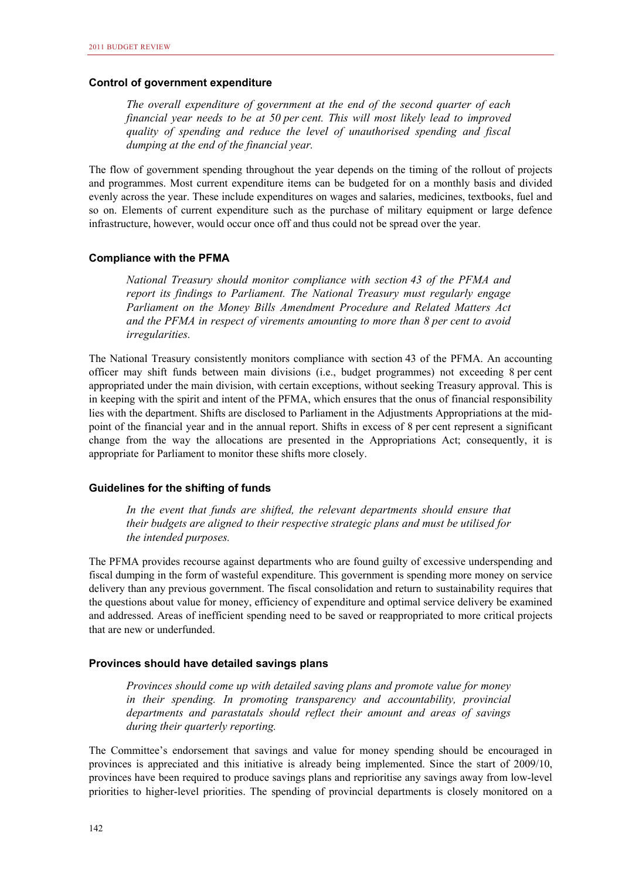### Control of government expenditure

*The overall expenditure of government at the end of the second quarter of each financial year needs to be at 50 per cent. This will most likely lead to improved quality of spending and reduce the level of unauthorised spending and fiscal dumping at the end of the financial year.*

The flow of government spending throughout the year depends on the timing of the rollout of projects and programmes. Most current expenditure items can be budgeted for on a monthly basis and divided evenly across the year. These include expenditures on wages and salaries, medicines, textbooks, fuel and so on. Elements of current expenditure such as the purchase of military equipment or large defence infrastructure, however, would occur once off and thus could not be spread over the year.

### Compliance with the PFMA

*National Treasury should monitor compliance with section 43 of the PFMA and report its findings to Parliament. The National Treasury must regularly engage Parliament on the Money Bills Amendment Procedure and Related Matters Act and the PFMA in respect of virements amounting to more than 8 per cent to avoid irregularities.*

The National Treasury consistently monitors compliance with section 43 of the PFMA. An accounting officer may shift funds between main divisions (i.e., budget programmes) not exceeding 8 per cent appropriated under the main division, with certain exceptions, without seeking Treasury approval. This is in keeping with the spirit and intent of the PFMA, which ensures that the onus of financial responsibility lies with the department. Shifts are disclosed to Parliament in the Adjustments Appropriations at the mid-point of the financial year and in the annual report. Shifts in excess of 8 per cent represent a significant change from the way the allocations are presented in the Appropriations Act; consequently, it is appropriate for Parliament to monitor these shifts more closely.

### Guidelines for the shifting of funds

*In the event that funds are shifted, the relevant departments should ensure that their budgets are aligned to their respective strategic plans and must be utilised for the intended purposes.*

The PFMA provides recourse against departments who are found guilty of excessive underspending and fiscal dumping in the form of wasteful expenditure. This government is spending more money on service delivery than any previous government. The fiscal consolidation and return to sustainability requires that the questions about value for money, efficiency of expenditure and optimal service delivery be examined and addressed. Areas of inefficient spending need to be saved or reappropriated to more critical projects that are new or underfunded.

### Provinces should have detailed savings plans

*Provinces should come up with detailed saving plans and promote value for money in their spending. In promoting transparency and accountability, provincial departments and parastatals should reflect their amount and areas of savings during their quarterly reporting.*

The Committee's endorsement that savings and value for money spending should be encouraged in provinces is appreciated and this initiative is already being implemented. Since the start of 2009/10, provinces have been required to produce savings plans and reprioritise any savings away from low-level priorities to higher-level priorities. The spending of provincial departments is closely monitored on a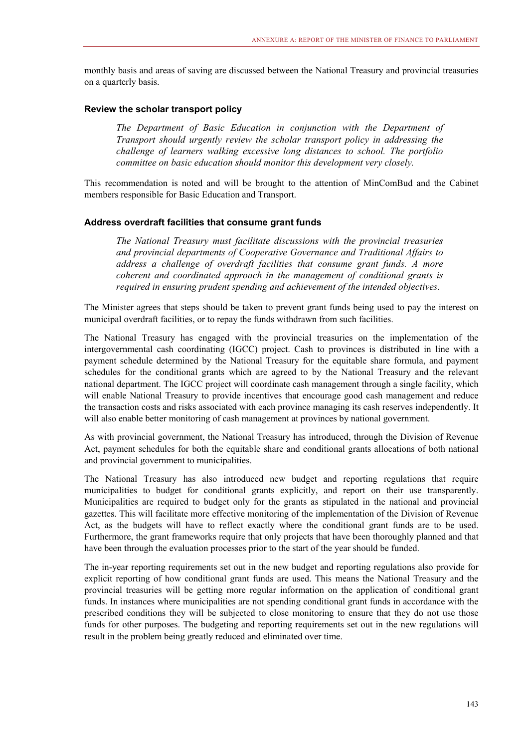monthly basis and areas of saving are discussed between the National Treasury and provincial treasuries on a quarterly basis.

#### Review the scholar transport policy

> *The Department of Basic Education in conjunction with the Department of Transport should urgently review the scholar transport policy in addressing the challenge of learners walking excessive long distances to school. The portfolio committee on basic education should monitor this development very closely.*

This recommendation is noted and will be brought to the attention of MinComBud and the Cabinet members responsible for Basic Education and Transport.

#### Address overdraft facilities that consume grant funds

> *The National Treasury must facilitate discussions with the provincial treasuries and provincial departments of Cooperative Governance and Traditional Affairs to address a challenge of overdraft facilities that consume grant funds. A more coherent and coordinated approach in the management of conditional grants is required in ensuring prudent spending and achievement of the intended objectives.*

The Minister agrees that steps should be taken to prevent grant funds being used to pay the interest on municipal overdraft facilities, or to repay the funds withdrawn from such facilities.

The National Treasury has engaged with the provincial treasuries on the implementation of the intergovernmental cash coordinating (IGCC) project. Cash to provinces is distributed in line with a payment schedule determined by the National Treasury for the equitable share formula, and payment schedules for the conditional grants which are agreed to by the National Treasury and the relevant national department. The IGCC project will coordinate cash management through a single facility, which will enable National Treasury to provide incentives that encourage good cash management and reduce the transaction costs and risks associated with each province managing its cash reserves independently. It will also enable better monitoring of cash management at provinces by national government.

As with provincial government, the National Treasury has introduced, through the Division of Revenue Act, payment schedules for both the equitable share and conditional grants allocations of both national and provincial government to municipalities.

The National Treasury has also introduced new budget and reporting regulations that require municipalities to budget for conditional grants explicitly, and report on their use transparently. Municipalities are required to budget only for the grants as stipulated in the national and provincial gazettes. This will facilitate more effective monitoring of the implementation of the Division of Revenue Act, as the budgets will have to reflect exactly where the conditional grant funds are to be used. Furthermore, the grant frameworks require that only projects that have been thoroughly planned and that have been through the evaluation processes prior to the start of the year should be funded.

The in-year reporting requirements set out in the new budget and reporting regulations also provide for explicit reporting of how conditional grant funds are used. This means the National Treasury and the provincial treasuries will be getting more regular information on the application of conditional grant funds. In instances where municipalities are not spending conditional grant funds in accordance with the prescribed conditions they will be subjected to close monitoring to ensure that they do not use those funds for other purposes. The budgeting and reporting requirements set out in the new regulations will result in the problem being greatly reduced and eliminated over time.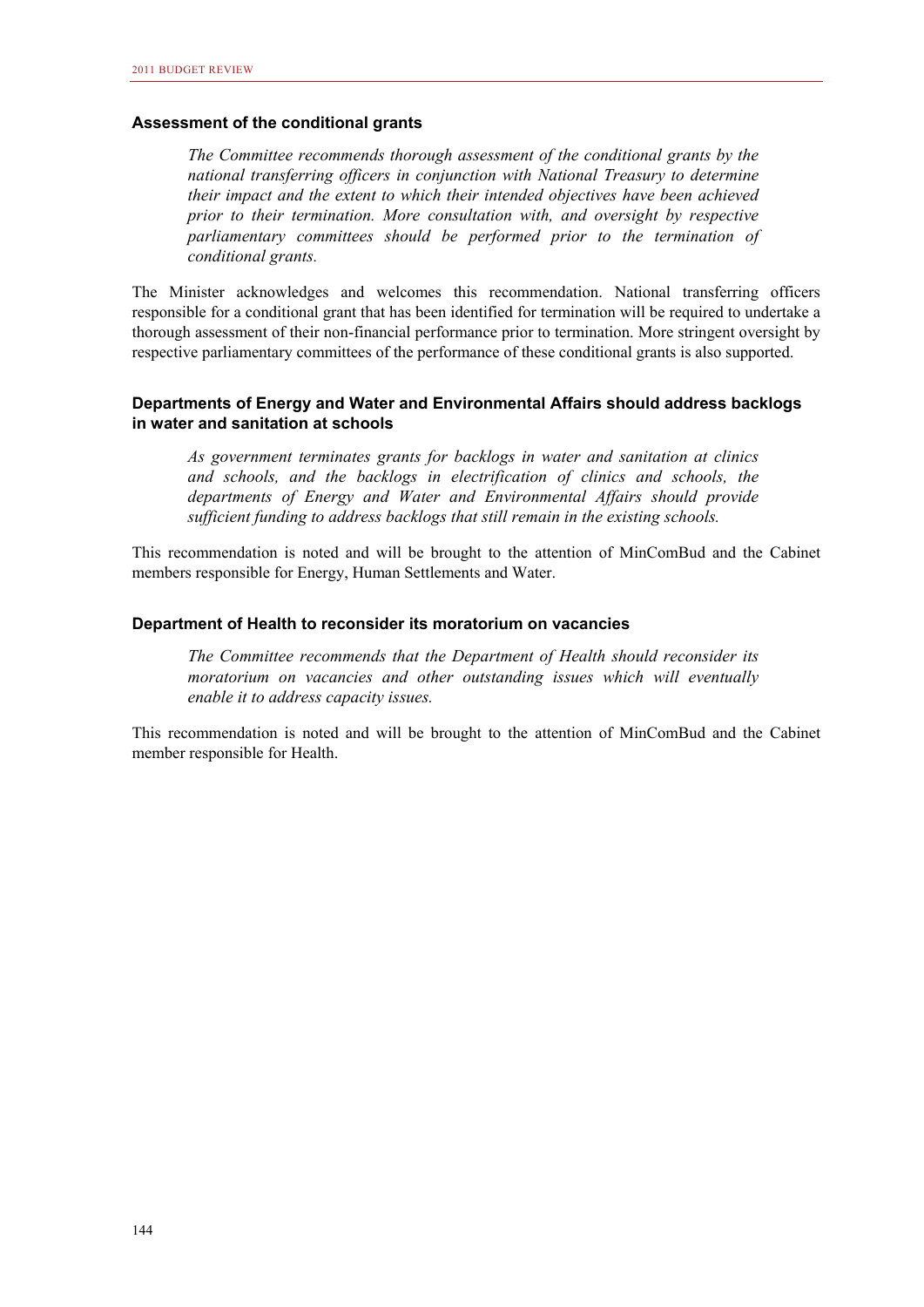### Assessment of the conditional grants

> *The Committee recommends thorough assessment of the conditional grants by the national transferring officers in conjunction with National Treasury to determine their impact and the extent to which their intended objectives have been achieved prior to their termination. More consultation with, and oversight by respective parliamentary committees should be performed prior to the termination of conditional grants.*

The Minister acknowledges and welcomes this recommendation. National transferring officers responsible for a conditional grant that has been identified for termination will be required to undertake a thorough assessment of their non-financial performance prior to termination. More stringent oversight by respective parliamentary committees of the performance of these conditional grants is also supported.

### Departments of Energy and Water and Environmental Affairs should address backlogs in water and sanitation at schools

> *As government terminates grants for backlogs in water and sanitation at clinics and schools, and the backlogs in electrification of clinics and schools, the departments of Energy and Water and Environmental Affairs should provide sufficient funding to address backlogs that still remain in the existing schools.*

This recommendation is noted and will be brought to the attention of MinComBud and the Cabinet members responsible for Energy, Human Settlements and Water.

### Department of Health to reconsider its moratorium on vacancies

> *The Committee recommends that the Department of Health should reconsider its moratorium on vacancies and other outstanding issues which will eventually enable it to address capacity issues.*

This recommendation is noted and will be brought to the attention of MinComBud and the Cabinet member responsible for Health.